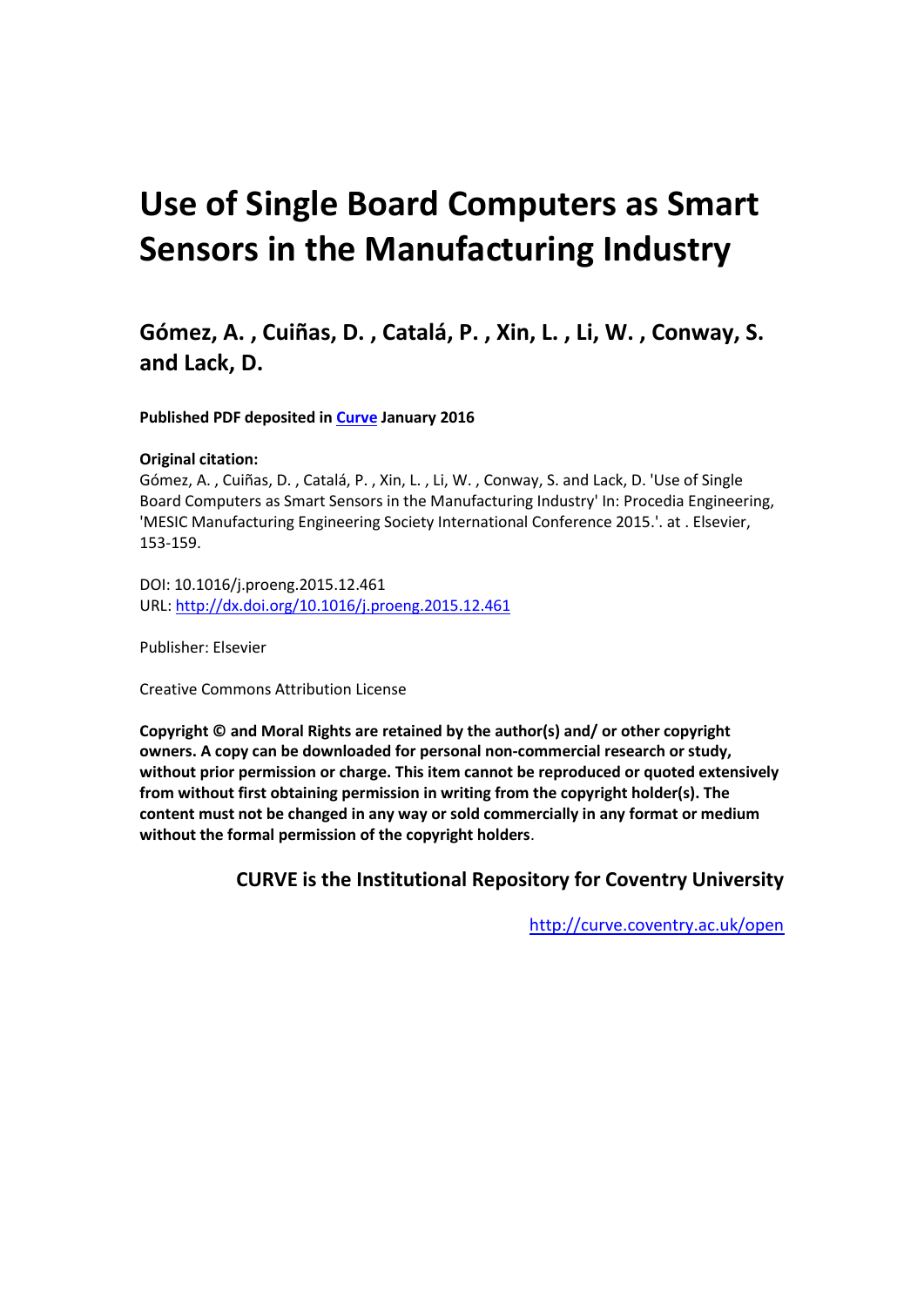# Use of Single Board Computers as Smart Sensors in the Manufacturing Industry

## Gómez, A. , Cuiñas, D. , Catalá, P. , Xin, L. , Li, W. , Conway, S. and Lack, D.

**Published PDF deposited in Curve January 2016**

**Original citation:**
Gómez, A. , Cuiñas, D. , Catalá, P. , Xin, L. , Li, W. , Conway, S. and Lack, D. 'Use of Single Board Computers as Smart Sensors in the Manufacturing Industry' In: Procedia Engineering, 'MESIC Manufacturing Engineering Society International Conference 2015.'. at . Elsevier, 153-159.

DOI: 10.1016/j.proeng.2015.12.461
URL: http://dx.doi.org/10.1016/j.proeng.2015.12.461

Publisher: Elsevier

Creative Commons Attribution License

**Copyright © and Moral Rights are retained by the author(s) and/ or other copyright owners. A copy can be downloaded for personal non-commercial research or study, without prior permission or charge. This item cannot be reproduced or quoted extensively from without first obtaining permission in writing from the copyright holder(s). The content must not be changed in any way or sold commercially in any format or medium without the formal permission of the copyright holders.**

**CURVE is the Institutional Repository for Coventry University**

http://curve.coventry.ac.uk/open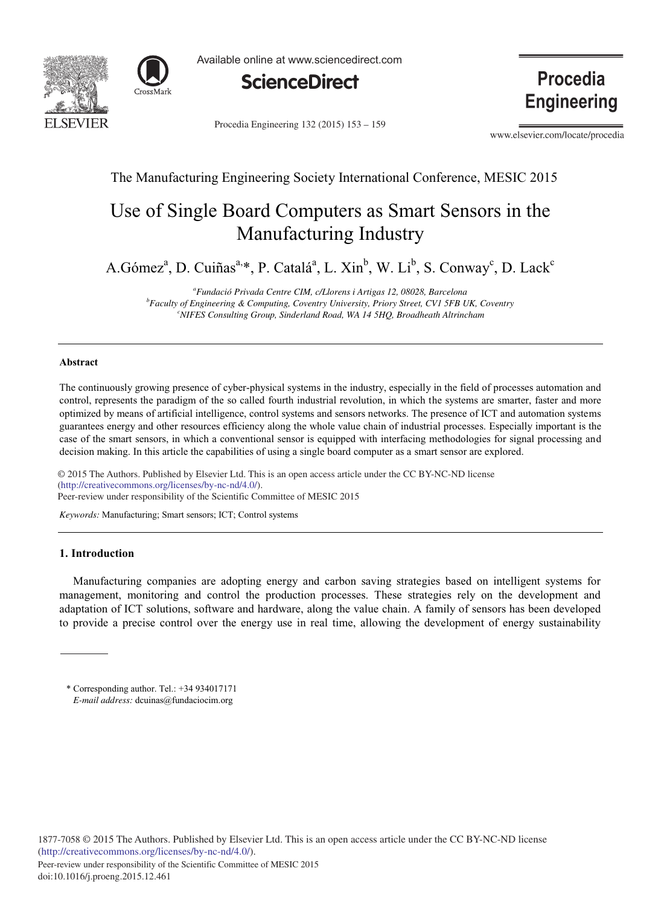The Manufacturing Engineering Society International Conference, MESIC 2015

# Use of Single Board Computers as Smart Sensors in the Manufacturing Industry

A.Gómez[a], D. Cuiñas[a,*], P. Catalá[a], L. Xin[b], W. Li[b], S. Conway[c], D. Lack[c]

[a]*Fundació Privada Centre CIM, c/Llorens i Artigas 12, 08028, Barcelona*
[b]*Faculty of Engineering & Computing, Coventry University, Priory Street, CV1 5FB UK, Coventry*
[c]*NIFES Consulting Group, Sinderland Road, WA 14 5HQ, Broadheath Altrincham*

---

**Abstract**

The continuously growing presence of cyber-physical systems in the industry, especially in the field of processes automation and control, represents the paradigm of the so called fourth industrial revolution, in which the systems are smarter, faster and more optimized by means of artificial intelligence, control systems and sensors networks. The presence of ICT and automation systems guarantees energy and other resources efficiency along the whole value chain of industrial processes. Especially important is the case of the smart sensors, in which a conventional sensor is equipped with interfacing methodologies for signal processing and decision making. In this article the capabilities of using a single board computer as a smart sensor are explored.

© 2015 The Authors. Published by Elsevier Ltd. This is an open access article under the CC BY-NC-ND license (http://creativecommons.org/licenses/by-nc-nd/4.0/).
Peer-review under responsibility of the Scientific Committee of MESIC 2015

*Keywords:* Manufacturing; Smart sensors; ICT; Control systems

---

## 1. Introduction

Manufacturing companies are adopting energy and carbon saving strategies based on intelligent systems for management, monitoring and control the production processes. These strategies rely on the development and adaptation of ICT solutions, software and hardware, along the value chain. A family of sensors has been developed to provide a precise control over the energy use in real time, allowing the development of energy sustainability

\* Corresponding author. Tel.: +34 934017171
*E-mail address:* dcuinas@fundaciocim.org

1877-7058 © 2015 The Authors. Published by Elsevier Ltd. This is an open access article under the CC BY-NC-ND license (http://creativecommons.org/licenses/by-nc-nd/4.0/).
Peer-review under responsibility of the Scientific Committee of MESIC 2015
doi:10.1016/j.proeng.2015.12.461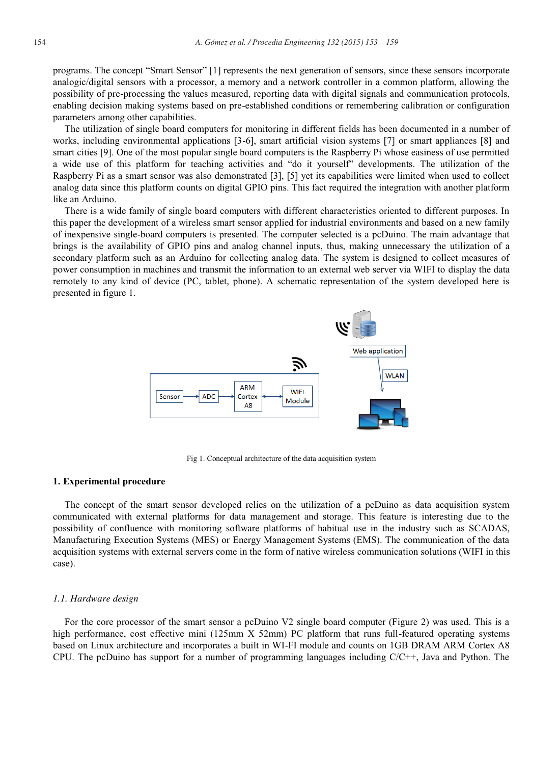programs. The concept "Smart Sensor" [1] represents the next generation of sensors, since these sensors incorporate analogic/digital sensors with a processor, a memory and a network controller in a common platform, allowing the possibility of pre-processing the values measured, reporting data with digital signals and communication protocols, enabling decision making systems based on pre-established conditions or remembering calibration or configuration parameters among other capabilities.

The utilization of single board computers for monitoring in different fields has been documented in a number of works, including environmental applications [3-6], smart artificial vision systems [7] or smart appliances [8] and smart cities [9]. One of the most popular single board computers is the Raspberry Pi whose easiness of use permitted a wide use of this platform for teaching activities and "do it yourself" developments. The utilization of the Raspberry Pi as a smart sensor was also demonstrated [3], [5] yet its capabilities were limited when used to collect analog data since this platform counts on digital GPIO pins. This fact required the integration with another platform like an Arduino.

There is a wide family of single board computers with different characteristics oriented to different purposes. In this paper the development of a wireless smart sensor applied for industrial environments and based on a new family of inexpensive single-board computers is presented. The computer selected is a pcDuino. The main advantage that brings is the availability of GPIO pins and analog channel inputs, thus, making unnecessary the utilization of a secondary platform such as an Arduino for collecting analog data. The system is designed to collect measures of power consumption in machines and transmit the information to an external web server via WIFI to display the data remotely to any kind of device (PC, tablet, phone). A schematic representation of the system developed here is presented in figure 1.

Sensor
ADC
ARM Cortex A8
WIFI Module
Web application
WLAN

Fig 1. Conceptual architecture of the data acquisition system

## 1. Experimental procedure

The concept of the smart sensor developed relies on the utilization of a pcDuino as data acquisition system communicated with external platforms for data management and storage. This feature is interesting due to the possibility of confluence with monitoring software platforms of habitual use in the industry such as SCADAS, Manufacturing Execution Systems (MES) or Energy Management Systems (EMS). The communication of the data acquisition systems with external servers come in the form of native wireless communication solutions (WIFI in this case).

### *1.1. Hardware design*

For the core processor of the smart sensor a pcDuino V2 single board computer (Figure 2) was used. This is a high performance, cost effective mini (125mm X 52mm) PC platform that runs full-featured operating systems based on Linux architecture and incorporates a built in WI-FI module and counts on 1GB DRAM ARM Cortex A8 CPU. The pcDuino has support for a number of programming languages including C/C++, Java and Python. The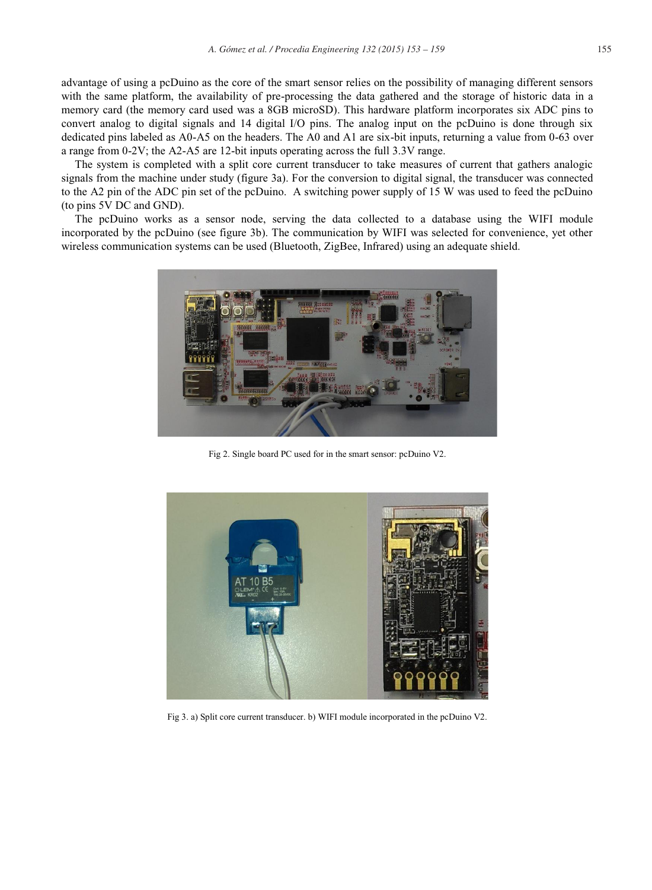advantage of using a pcDuino as the core of the smart sensor relies on the possibility of managing different sensors with the same platform, the availability of pre-processing the data gathered and the storage of historic data in a memory card (the memory card used was a 8GB microSD). This hardware platform incorporates six ADC pins to convert analog to digital signals and 14 digital I/O pins. The analog input on the pcDuino is done through six dedicated pins labeled as A0-A5 on the headers. The A0 and A1 are six-bit inputs, returning a value from 0-63 over a range from 0-2V; the A2-A5 are 12-bit inputs operating across the full 3.3V range.

The system is completed with a split core current transducer to take measures of current that gathers analogic signals from the machine under study (figure 3a). For the conversion to digital signal, the transducer was connected to the A2 pin of the ADC pin set of the pcDuino. A switching power supply of 15 W was used to feed the pcDuino (to pins 5V DC and GND).

The pcDuino works as a sensor node, serving the data collected to a database using the WIFI module incorporated by the pcDuino (see figure 3b). The communication by WIFI was selected for convenience, yet other wireless communication systems can be used (Bluetooth, ZigBee, Infrared) using an adequate shield.

Fig 2. Single board PC used for in the smart sensor: pcDuino V2.

Fig 3. a) Split core current transducer. b) WIFI module incorporated in the pcDuino V2.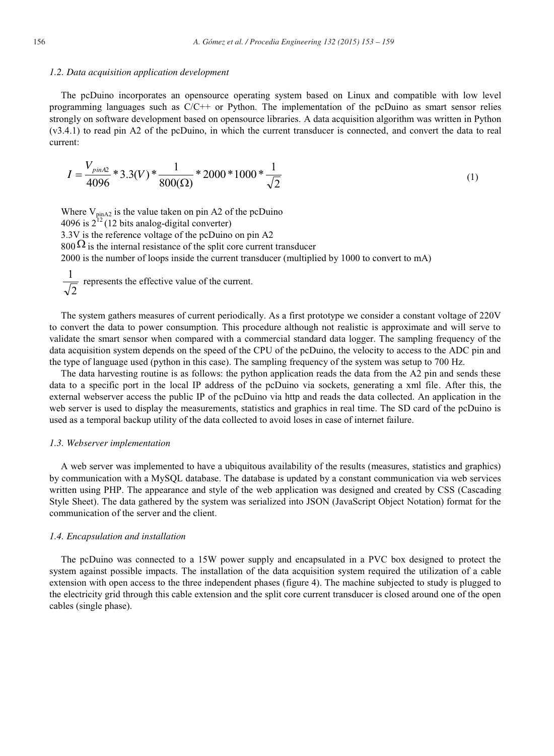### *1.2. Data acquisition application development*

The pcDuino incorporates an opensource operating system based on Linux and compatible with low level programming languages such as C/C++ or Python. The implementation of the pcDuino as smart sensor relies strongly on software development based on opensource libraries. A data acquisition algorithm was written in Python (v3.4.1) to read pin A2 of the pcDuino, in which the current transducer is connected, and convert the data to real current:

$$I = \frac{V_{pinA2}}{4096} * 3.3(V) * \frac{1}{800(\Omega)} * 2000 * 1000 * \frac{1}{\sqrt{2}} \tag{1}$$

Where $V_{pinA2}$ is the value taken on pin A2 of the pcDuino
4096 is $2^{12}$ (12 bits analog-digital converter)
3.3V is the reference voltage of the pcDuino on pin A2
800 $\Omega$ is the internal resistance of the split core current transducer
2000 is the number of loops inside the current transducer (multiplied by 1000 to convert to mA)
$\frac{1}{\sqrt{2}}$ represents the effective value of the current.

The system gathers measures of current periodically. As a first prototype we consider a constant voltage of 220V to convert the data to power consumption. This procedure although not realistic is approximate and will serve to validate the smart sensor when compared with a commercial standard data logger. The sampling frequency of the data acquisition system depends on the speed of the CPU of the pcDuino, the velocity to access to the ADC pin and the type of language used (python in this case). The sampling frequency of the system was setup to 700 Hz.

The data harvesting routine is as follows: the python application reads the data from the A2 pin and sends these data to a specific port in the local IP address of the pcDuino via sockets, generating a xml file. After this, the external webserver access the public IP of the pcDuino via http and reads the data collected. An application in the web server is used to display the measurements, statistics and graphics in real time. The SD card of the pcDuino is used as a temporal backup utility of the data collected to avoid loses in case of internet failure.

### *1.3. Webserver implementation*

A web server was implemented to have a ubiquitous availability of the results (measures, statistics and graphics) by communication with a MySQL database. The database is updated by a constant communication via web services written using PHP. The appearance and style of the web application was designed and created by CSS (Cascading Style Sheet). The data gathered by the system was serialized into JSON (JavaScript Object Notation) format for the communication of the server and the client.

### *1.4. Encapsulation and installation*

The pcDuino was connected to a 15W power supply and encapsulated in a PVC box designed to protect the system against possible impacts. The installation of the data acquisition system required the utilization of a cable extension with open access to the three independent phases (figure 4). The machine subjected to study is plugged to the electricity grid through this cable extension and the split core current transducer is closed around one of the open cables (single phase).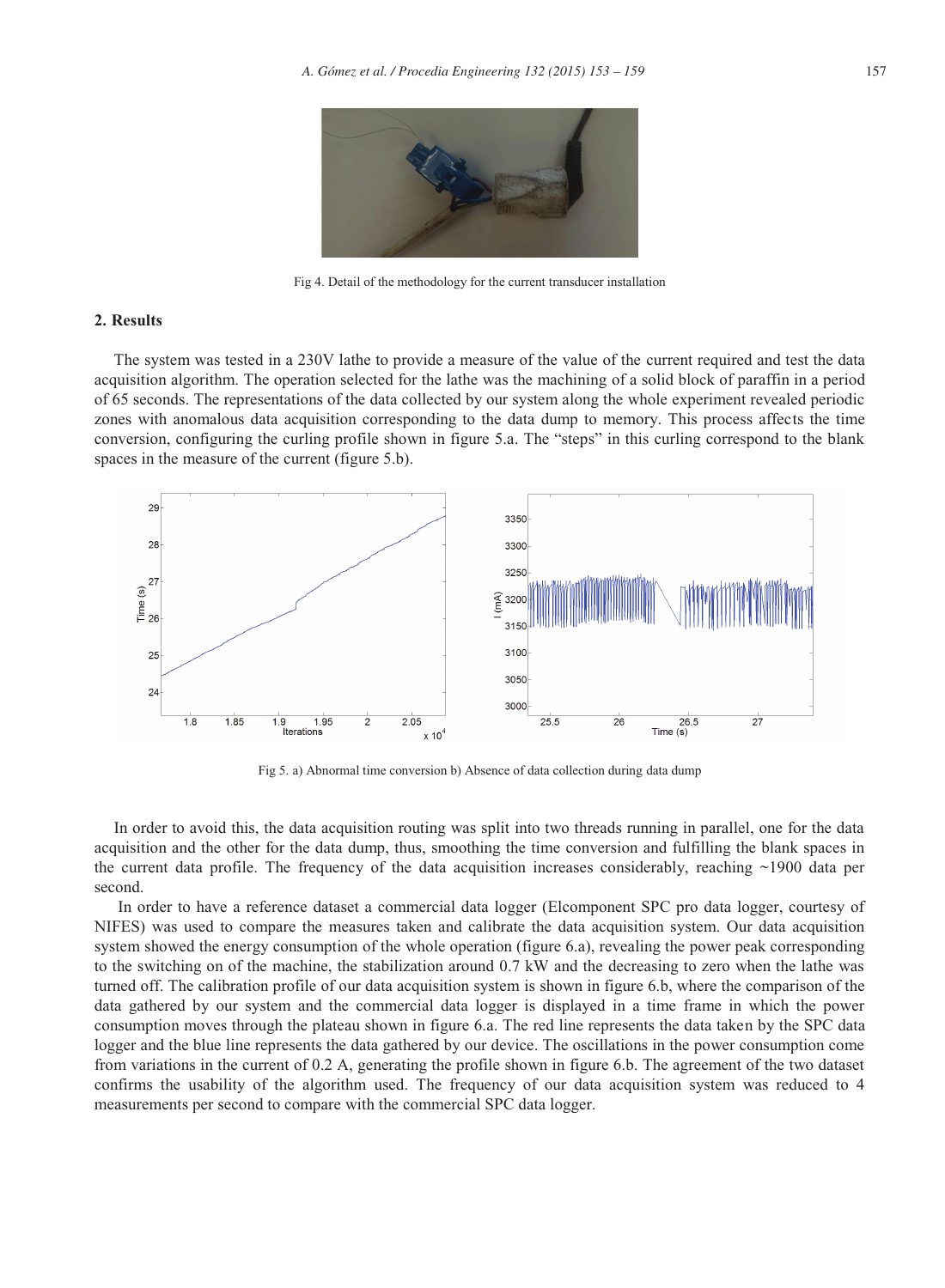Fig 4. Detail of the methodology for the current transducer installation

## 2. Results

The system was tested in a 230V lathe to provide a measure of the value of the current required and test the data acquisition algorithm. The operation selected for the lathe was the machining of a solid block of paraffin in a period of 65 seconds. The representations of the data collected by our system along the whole experiment revealed periodic zones with anomalous data acquisition corresponding to the data dump to memory. This process affects the time conversion, configuring the curling profile shown in figure 5.a. The "steps" in this curling correspond to the blank spaces in the measure of the current (figure 5.b).

Fig 5. a) Abnormal time conversion b) Absence of data collection during data dump

In order to avoid this, the data acquisition routing was split into two threads running in parallel, one for the data acquisition and the other for the data dump, thus, smoothing the time conversion and fulfilling the blank spaces in the current data profile. The frequency of the data acquisition increases considerably, reaching ~1900 data per second.

In order to have a reference dataset a commercial data logger (Elcomponent SPC pro data logger, courtesy of NIFES) was used to compare the measures taken and calibrate the data acquisition system. Our data acquisition system showed the energy consumption of the whole operation (figure 6.a), revealing the power peak corresponding to the switching on of the machine, the stabilization around 0.7 kW and the decreasing to zero when the lathe was turned off. The calibration profile of our data acquisition system is shown in figure 6.b, where the comparison of the data gathered by our system and the commercial data logger is displayed in a time frame in which the power consumption moves through the plateau shown in figure 6.a. The red line represents the data taken by the SPC data logger and the blue line represents the data gathered by our device. The oscillations in the power consumption come from variations in the current of 0.2 A, generating the profile shown in figure 6.b. The agreement of the two dataset confirms the usability of the algorithm used. The frequency of our data acquisition system was reduced to 4 measurements per second to compare with the commercial SPC data logger.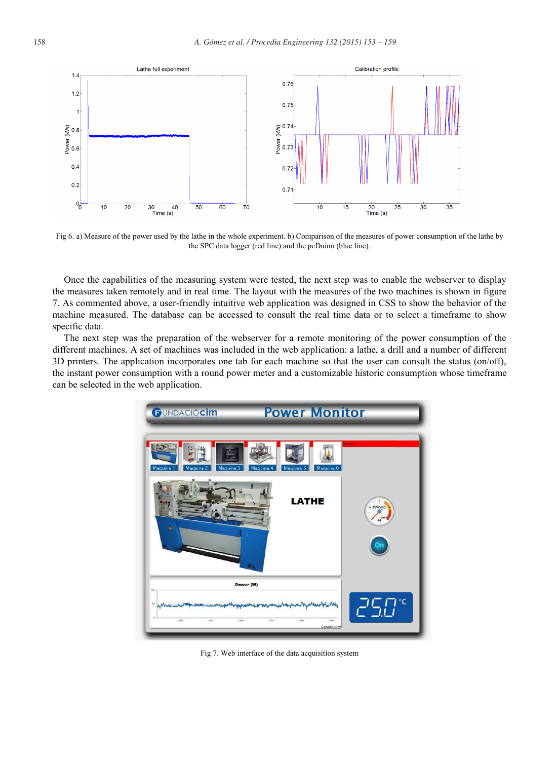Fig 6. a) Measure of the power used by the lathe in the whole experiment. b) Comparison of the measures of power consumption of the lathe by the SPC data logger (red line) and the pcDuino (blue line).

Once the capabilities of the measuring system were tested, the next step was to enable the webserver to display the measures taken remotely and in real time. The layout with the measures of the two machines is shown in figure 7. As commented above, a user-friendly intuitive web application was designed in CSS to show the behavior of the machine measured. The database can be accessed to consult the real time data or to select a timeframe to show specific data.

The next step was the preparation of the webserver for a remote monitoring of the power consumption of the different machines. A set of machines was included in the web application: a lathe, a drill and a number of different 3D printers. The application incorporates one tab for each machine so that the user can consult the status (on/off), the instant power consumption with a round power meter and a customizable historic consumption whose timeframe can be selected in the web application.

Fig 7. Web interface of the data acquisition system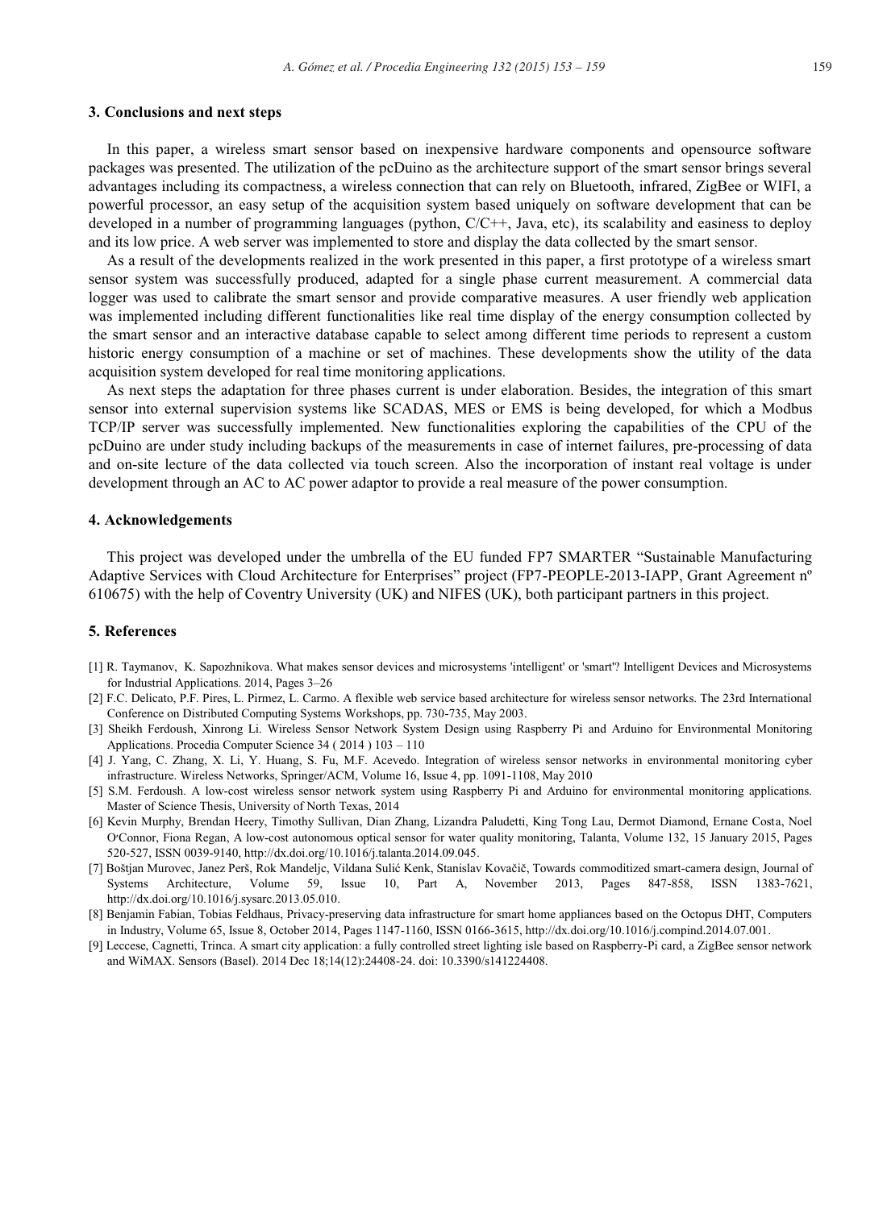## 3. Conclusions and next steps

In this paper, a wireless smart sensor based on inexpensive hardware components and opensource software packages was presented. The utilization of the pcDuino as the architecture support of the smart sensor brings several advantages including its compactness, a wireless connection that can rely on Bluetooth, infrared, ZigBee or WIFI, a powerful processor, an easy setup of the acquisition system based uniquely on software development that can be developed in a number of programming languages (python, C/C++, Java, etc), its scalability and easiness to deploy and its low price. A web server was implemented to store and display the data collected by the smart sensor.

As a result of the developments realized in the work presented in this paper, a first prototype of a wireless smart sensor system was successfully produced, adapted for a single phase current measurement. A commercial data logger was used to calibrate the smart sensor and provide comparative measures. A user friendly web application was implemented including different functionalities like real time display of the energy consumption collected by the smart sensor and an interactive database capable to select among different time periods to represent a custom historic energy consumption of a machine or set of machines. These developments show the utility of the data acquisition system developed for real time monitoring applications.

As next steps the adaptation for three phases current is under elaboration. Besides, the integration of this smart sensor into external supervision systems like SCADAS, MES or EMS is being developed, for which a Modbus TCP/IP server was successfully implemented. New functionalities exploring the capabilities of the CPU of the pcDuino are under study including backups of the measurements in case of internet failures, pre-processing of data and on-site lecture of the data collected via touch screen. Also the incorporation of instant real voltage is under development through an AC to AC power adaptor to provide a real measure of the power consumption.

## 4. Acknowledgements

This project was developed under the umbrella of the EU funded FP7 SMARTER "Sustainable Manufacturing Adaptive Services with Cloud Architecture for Enterprises" project (FP7-PEOPLE-2013-IAPP, Grant Agreement nº 610675) with the help of Coventry University (UK) and NIFES (UK), both participant partners in this project.

## 5. References

[1] R. Taymanov, K. Sapozhnikova. What makes sensor devices and microsystems 'intelligent' or 'smart'? Intelligent Devices and Microsystems for Industrial Applications. 2014, Pages 3–26

[2] F.C. Delicato, P.F. Pires, L. Pirmez, L. Carmo. A flexible web service based architecture for wireless sensor networks. The 23rd International Conference on Distributed Computing Systems Workshops, pp. 730-735, May 2003.

[3] Sheikh Ferdoush, Xinrong Li. Wireless Sensor Network System Design using Raspberry Pi and Arduino for Environmental Monitoring Applications. Procedia Computer Science 34 ( 2014 ) 103 – 110

[4] J. Yang, C. Zhang, X. Li, Y. Huang, S. Fu, M.F. Acevedo. Integration of wireless sensor networks in environmental monitoring cyber infrastructure. Wireless Networks, Springer/ACM, Volume 16, Issue 4, pp. 1091-1108, May 2010

[5] S.M. Ferdoush. A low-cost wireless sensor network system using Raspberry Pi and Arduino for environmental monitoring applications. Master of Science Thesis, University of North Texas, 2014

[6] Kevin Murphy, Brendan Heery, Timothy Sullivan, Dian Zhang, Lizandra Paludetti, King Tong Lau, Dermot Diamond, Ernane Costa, Noel O'Connor, Fiona Regan, A low-cost autonomous optical sensor for water quality monitoring, Talanta, Volume 132, 15 January 2015, Pages 520-527, ISSN 0039-9140, http://dx.doi.org/10.1016/j.talanta.2014.09.045.

[7] Boštjan Murovec, Janez Perš, Rok Mandeljc, Vildana Sulić Kenk, Stanislav Kovačič, Towards commoditized smart-camera design, Journal of Systems Architecture, Volume 59, Issue 10, Part A, November 2013, Pages 847-858, ISSN 1383-7621, http://dx.doi.org/10.1016/j.sysarc.2013.05.010.

[8] Benjamin Fabian, Tobias Feldhaus, Privacy-preserving data infrastructure for smart home appliances based on the Octopus DHT, Computers in Industry, Volume 65, Issue 8, October 2014, Pages 1147-1160, ISSN 0166-3615, http://dx.doi.org/10.1016/j.compind.2014.07.001.

[9] Leccese, Cagnetti, Trinca. A smart city application: a fully controlled street lighting isle based on Raspberry-Pi card, a ZigBee sensor network and WiMAX. Sensors (Basel). 2014 Dec 18;14(12):24408-24. doi: 10.3390/s141224408.